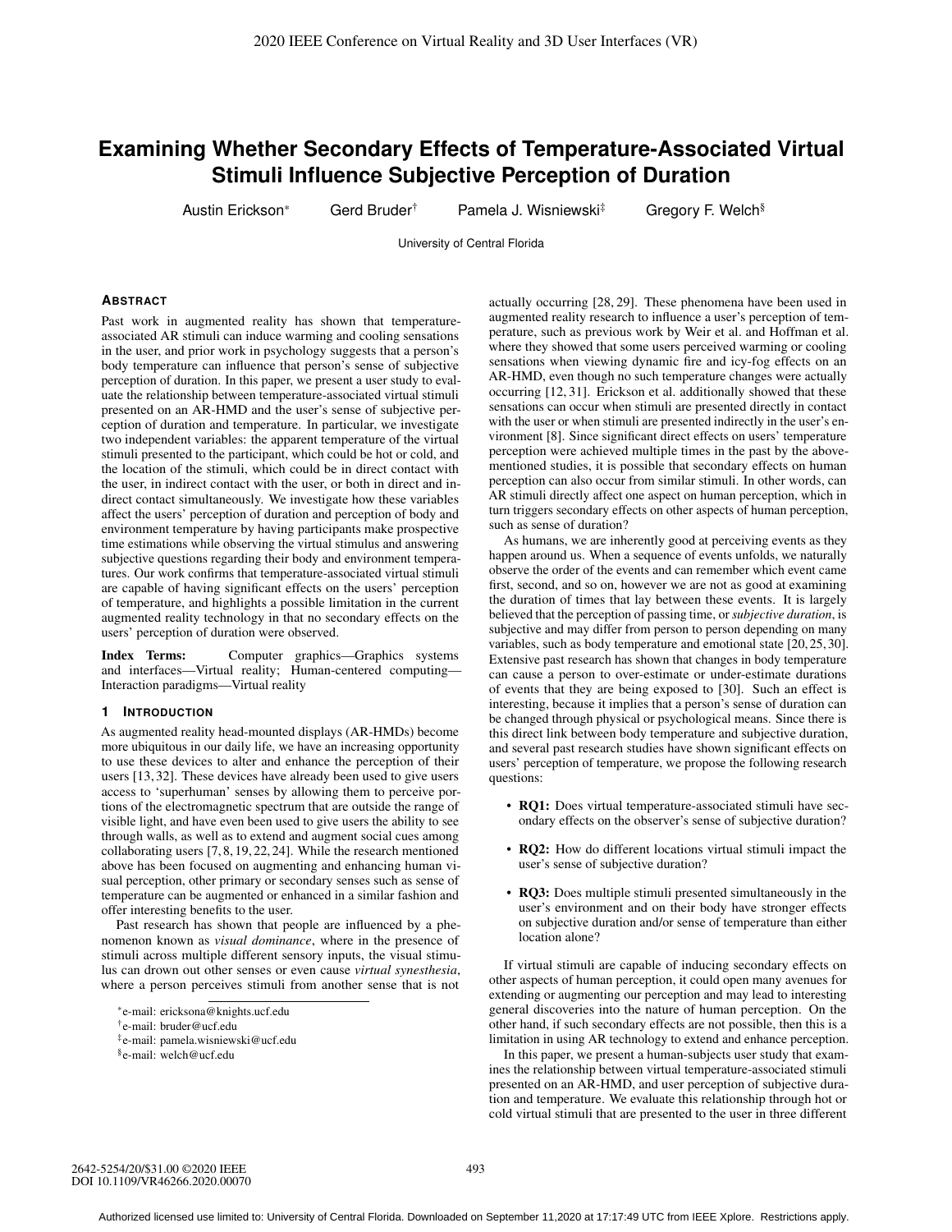# Examining Whether Secondary Effects of Temperature-Associated Virtual Stimuli Influence Subjective Perception of Duration

Austin Erickson* Gerd Bruder† Pamela J. Wisniewski‡ Gregory F. Welch§

University of Central Florida

## Abstract

Past work in augmented reality has shown that temperature-associated AR stimuli can induce warming and cooling sensations in the user, and prior work in psychology suggests that a person's body temperature can influence that person's sense of subjective perception of duration. In this paper, we present a user study to evaluate the relationship between temperature-associated virtual stimuli presented on an AR-HMD and the user's sense of subjective perception of duration and temperature. In particular, we investigate two independent variables: the apparent temperature of the virtual stimuli presented to the participant, which could be hot or cold, and the location of the stimuli, which could be in direct contact with the user, in indirect contact with the user, or both in direct and indirect contact simultaneously. We investigate how these variables affect the users' perception of duration and perception of body and environment temperature by having participants make prospective time estimations while observing the virtual stimulus and answering subjective questions regarding their body and environment temperatures. Our work confirms that temperature-associated virtual stimuli are capable of having significant effects on the users' perception of temperature, and highlights a possible limitation in the current augmented reality technology in that no secondary effects on the users' perception of duration were observed.

**Index Terms:** Computer graphics—Graphics systems and interfaces—Virtual reality; Human-centered computing—Interaction paradigms—Virtual reality

## 1 Introduction

As augmented reality head-mounted displays (AR-HMDs) become more ubiquitous in our daily life, we have an increasing opportunity to use these devices to alter and enhance the perception of their users [13, 32]. These devices have already been used to give users access to 'superhuman' senses by allowing them to perceive portions of the electromagnetic spectrum that are outside the range of visible light, and have even been used to give users the ability to see through walls, as well as to extend and augment social cues among collaborating users [7, 8, 19, 22, 24]. While the research mentioned above has been focused on augmenting and enhancing human visual perception, other primary or secondary senses such as sense of temperature can be augmented or enhanced in a similar fashion and offer interesting benefits to the user.

Past research has shown that people are influenced by a phenomenon known as *visual dominance*, where in the presence of stimuli across multiple different sensory inputs, the visual stimulus can drown out other senses or even cause *virtual synesthesia*, where a person perceives stimuli from another sense that is not actually occurring [28, 29]. These phenomena have been used in augmented reality research to influence a user's perception of temperature, such as previous work by Weir et al. and Hoffman et al. where they showed that some users perceived warming or cooling sensations when viewing dynamic fire and icy-fog effects on an AR-HMD, even though no such temperature changes were actually occurring [12, 31]. Erickson et al. additionally showed that these sensations can occur when stimuli are presented directly in contact with the user or when stimuli are presented indirectly in the user's environment [8]. Since significant direct effects on users' temperature perception were achieved multiple times in the past by the above-mentioned studies, it is possible that secondary effects on human perception can also occur from similar stimuli. In other words, can AR stimuli directly affect one aspect on human perception, which in turn triggers secondary effects on other aspects of human perception, such as sense of duration?

As humans, we are inherently good at perceiving events as they happen around us. When a sequence of events unfolds, we naturally observe the order of the events and can remember which event came first, second, and so on, however we are not as good at examining the duration of times that lay between these events. It is largely believed that the perception of passing time, or *subjective duration*, is subjective and may differ from person to person depending on many variables, such as body temperature and emotional state [20, 25, 30]. Extensive past research has shown that changes in body temperature can cause a person to over-estimate or under-estimate durations of events that they are being exposed to [30]. Such an effect is interesting, because it implies that a person's sense of duration can be changed through physical or psychological means. Since there is this direct link between body temperature and subjective duration, and several past research studies have shown significant effects on users' perception of temperature, we propose the following research questions:

- **RQ1:** Does virtual temperature-associated stimuli have secondary effects on the observer's sense of subjective duration?
- **RQ2:** How do different locations virtual stimuli impact the user's sense of subjective duration?
- **RQ3:** Does multiple stimuli presented simultaneously in the user's environment and on their body have stronger effects on subjective duration and/or sense of temperature than either location alone?

If virtual stimuli are capable of inducing secondary effects on other aspects of human perception, it could open many avenues for extending or augmenting our perception and may lead to interesting general discoveries into the nature of human perception. On the other hand, if such secondary effects are not possible, then this is a limitation in using AR technology to extend and enhance perception.

In this paper, we present a human-subjects user study that examines the relationship between virtual temperature-associated stimuli presented on an AR-HMD, and user perception of subjective duration and temperature. We evaluate this relationship through hot or cold virtual stimuli that are presented to the user in three different

*e-mail: ericksona@knights.ucf.edu
†e-mail: bruder@ucf.edu
‡e-mail: pamela.wisniewski@ucf.edu
§e-mail: welch@ucf.edu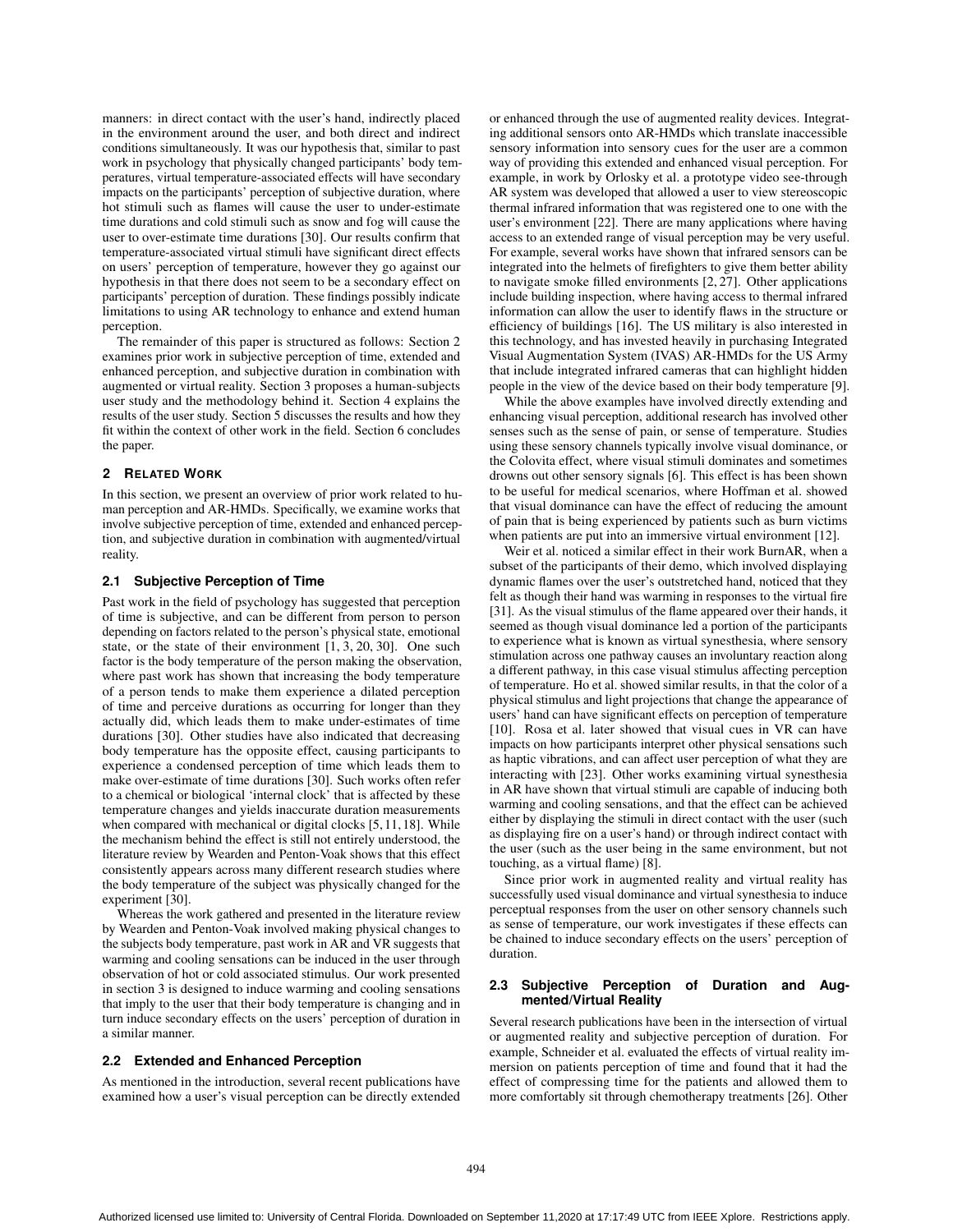manners: in direct contact with the user's hand, indirectly placed in the environment around the user, and both direct and indirect conditions simultaneously. It was our hypothesis that, similar to past work in psychology that physically changed participants' body temperatures, virtual temperature-associated effects will have secondary impacts on the participants' perception of subjective duration, where hot stimuli such as flames will cause the user to under-estimate time durations and cold stimuli such as snow and fog will cause the user to over-estimate time durations [30]. Our results confirm that temperature-associated virtual stimuli have significant direct effects on users' perception of temperature, however they go against our hypothesis in that there does not seem to be a secondary effect on participants' perception of duration. These findings possibly indicate limitations to using AR technology to enhance and extend human perception.

The remainder of this paper is structured as follows: Section 2 examines prior work in subjective perception of time, extended and enhanced perception, and subjective duration in combination with augmented or virtual reality. Section 3 proposes a human-subjects user study and the methodology behind it. Section 4 explains the results of the user study. Section 5 discusses the results and how they fit within the context of other work in the field. Section 6 concludes the paper.

## 2 Related Work

In this section, we present an overview of prior work related to human perception and AR-HMDs. Specifically, we examine works that involve subjective perception of time, extended and enhanced perception, and subjective duration in combination with augmented/virtual reality.

### 2.1 Subjective Perception of Time

Past work in the field of psychology has suggested that perception of time is subjective, and can be different from person to person depending on factors related to the person's physical state, emotional state, or the state of their environment [1, 3, 20, 30]. One such factor is the body temperature of the person making the observation, where past work has shown that increasing the body temperature of a person tends to make them experience a dilated perception of time and perceive durations as occurring for longer than they actually did, which leads them to make under-estimates of time durations [30]. Other studies have also indicated that decreasing body temperature has the opposite effect, causing participants to experience a condensed perception of time which leads them to make over-estimate of time durations [30]. Such works often refer to a chemical or biological 'internal clock' that is affected by these temperature changes and yields inaccurate duration measurements when compared with mechanical or digital clocks [5, 11, 18]. While the mechanism behind the effect is still not entirely understood, the literature review by Wearden and Penton-Voak shows that this effect consistently appears across many different research studies where the body temperature of the subject was physically changed for the experiment [30].

Whereas the work gathered and presented in the literature review by Wearden and Penton-Voak involved making physical changes to the subjects body temperature, past work in AR and VR suggests that warming and cooling sensations can be induced in the user through observation of hot or cold associated stimulus. Our work presented in section 3 is designed to induce warming and cooling sensations that imply to the user that their body temperature is changing and in turn induce secondary effects on the users' perception of duration in a similar manner.

### 2.2 Extended and Enhanced Perception

As mentioned in the introduction, several recent publications have examined how a user's visual perception can be directly extended or enhanced through the use of augmented reality devices. Integrating additional sensors onto AR-HMDs which translate inaccessible sensory information into sensory cues for the user are a common way of providing this extended and enhanced visual perception. For example, in work by Orlosky et al. a prototype video see-through AR system was developed that allowed a user to view stereoscopic thermal infrared information that was registered one to one with the user's environment [22]. There are many applications where having access to an extended range of visual perception may be very useful. For example, several works have shown that infrared sensors can be integrated into the helmets of firefighters to give them better ability to navigate smoke filled environments [2, 27]. Other applications include building inspection, where having access to thermal infrared information can allow the user to identify flaws in the structure or efficiency of buildings [16]. The US military is also interested in this technology, and has invested heavily in purchasing Integrated Visual Augmentation System (IVAS) AR-HMDs for the US Army that include integrated infrared cameras that can highlight hidden people in the view of the device based on their body temperature [9].

While the above examples have involved directly extending and enhancing visual perception, additional research has involved other senses such as the sense of pain, or sense of temperature. Studies using these sensory channels typically involve visual dominance, or the Colovita effect, where visual stimuli dominates and sometimes drowns out other sensory signals [6]. This effect is has been shown to be useful for medical scenarios, where Hoffman et al. showed that visual dominance can have the effect of reducing the amount of pain that is being experienced by patients such as burn victims when patients are put into an immersive virtual environment [12].

Weir et al. noticed a similar effect in their work BurnAR, when a subset of the participants of their demo, which involved displaying dynamic flames over the user's outstretched hand, noticed that they felt as though their hand was warming in responses to the virtual fire [31]. As the visual stimulus of the flame appeared over their hands, it seemed as though visual dominance led a portion of the participants to experience what is known as virtual synesthesia, where sensory stimulation across one pathway causes an involuntary reaction along a different pathway, in this case visual stimulus affecting perception of temperature. Ho et al. showed similar results, in that the color of a physical stimulus and light projections that change the appearance of users' hand can have significant effects on perception of temperature [10]. Rosa et al. later showed that visual cues in VR can have impacts on how participants interpret other physical sensations such as haptic vibrations, and can affect user perception of what they are interacting with [23]. Other works examining virtual synesthesia in AR have shown that virtual stimuli are capable of inducing both warming and cooling sensations, and that the effect can be achieved either by displaying the stimuli in direct contact with the user (such as displaying fire on a user's hand) or through indirect contact with the user (such as the user being in the same environment, but not touching, as a virtual flame) [8].

Since prior work in augmented reality and virtual reality has successfully used visual dominance and virtual synesthesia to induce perceptual responses from the user on other sensory channels such as sense of temperature, our work investigates if these effects can be chained to induce secondary effects on the users' perception of duration.

### 2.3 Subjective Perception of Duration and Augmented/Virtual Reality

Several research publications have been in the intersection of virtual or augmented reality and subjective perception of duration. For example, Schneider et al. evaluated the effects of virtual reality immersion on patients perception of time and found that it had the effect of compressing time for the patients and allowed them to more comfortably sit through chemotherapy treatments [26]. Other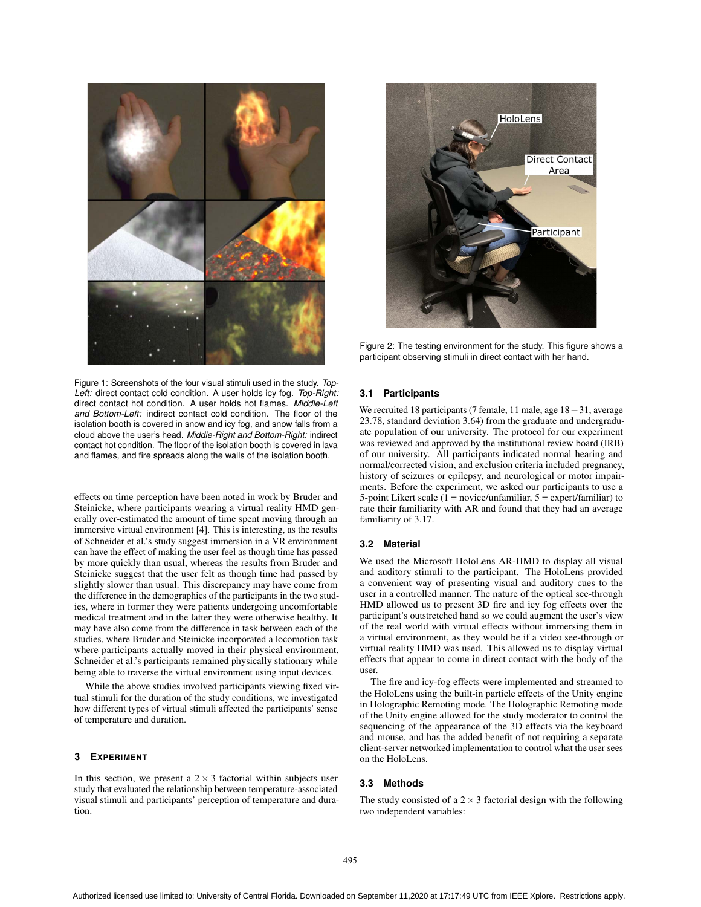Figure 1: Screenshots of the four visual stimuli used in the study. *Top-Left:* direct contact cold condition. A user holds icy fog. *Top-Right:* direct contact hot condition. A user holds hot flames. *Middle-Left and Bottom-Left:* indirect contact cold condition. The floor of the isolation booth is covered in snow and icy fog, and snow falls from a cloud above the user's head. *Middle-Right and Bottom-Right:* indirect contact hot condition. The floor of the isolation booth is covered in lava and flames, and fire spreads along the walls of the isolation booth.

effects on time perception have been noted in work by Bruder and Steinicke, where participants wearing a virtual reality HMD generally over-estimated the amount of time spent moving through an immersive virtual environment [4]. This is interesting, as the results of Schneider et al.'s study suggest immersion in a VR environment can have the effect of making the user feel as though time has passed by more quickly than usual, whereas the results from Bruder and Steinicke suggest that the user felt as though time had passed by slightly slower than usual. This discrepancy may have come from the difference in the demographics of the participants in the two studies, where in former they were patients undergoing uncomfortable medical treatment and in the latter they were otherwise healthy. It may have also come from the difference in task between each of the studies, where Bruder and Steinicke incorporated a locomotion task where participants actually moved in their physical environment, Schneider et al.'s participants remained physically stationary while being able to traverse the virtual environment using input devices.

While the above studies involved participants viewing fixed virtual stimuli for the duration of the study conditions, we investigated how different types of virtual stimuli affected the participants' sense of temperature and duration.

## 3 Experiment

In this section, we present a $2 \times 3$ factorial within subjects user study that evaluated the relationship between temperature-associated visual stimuli and participants' perception of temperature and duration.

Figure 2: The testing environment for the study. This figure shows a participant observing stimuli in direct contact with her hand.

### 3.1 Participants

We recruited 18 participants (7 female, 11 male, age $18-31$, average 23.78, standard deviation 3.64) from the graduate and undergraduate population of our university. The protocol for our experiment was reviewed and approved by the institutional review board (IRB) of our university. All participants indicated normal hearing and normal/corrected vision, and exclusion criteria included pregnancy, history of seizures or epilepsy, and neurological or motor impairments. Before the experiment, we asked our participants to use a 5-point Likert scale (1 = novice/unfamiliar, 5 = expert/familiar) to rate their familiarity with AR and found that they had an average familiarity of 3.17.

### 3.2 Material

We used the Microsoft HoloLens AR-HMD to display all visual and auditory stimuli to the participant. The HoloLens provided a convenient way of presenting visual and auditory cues to the user in a controlled manner. The nature of the optical see-through HMD allowed us to present 3D fire and icy fog effects over the participant's outstretched hand so we could augment the user's view of the real world with virtual effects without immersing them in a virtual environment, as they would be if a video see-through or virtual reality HMD was used. This allowed us to display virtual effects that appear to come in direct contact with the body of the user.

The fire and icy-fog effects were implemented and streamed to the HoloLens using the built-in particle effects of the Unity engine in Holographic Remoting mode. The Holographic Remoting mode of the Unity engine allowed for the study moderator to control the sequencing of the appearance of the 3D effects via the keyboard and mouse, and has the added benefit of not requiring a separate client-server networked implementation to control what the user sees on the HoloLens.

### 3.3 Methods

The study consisted of a $2 \times 3$ factorial design with the following two independent variables: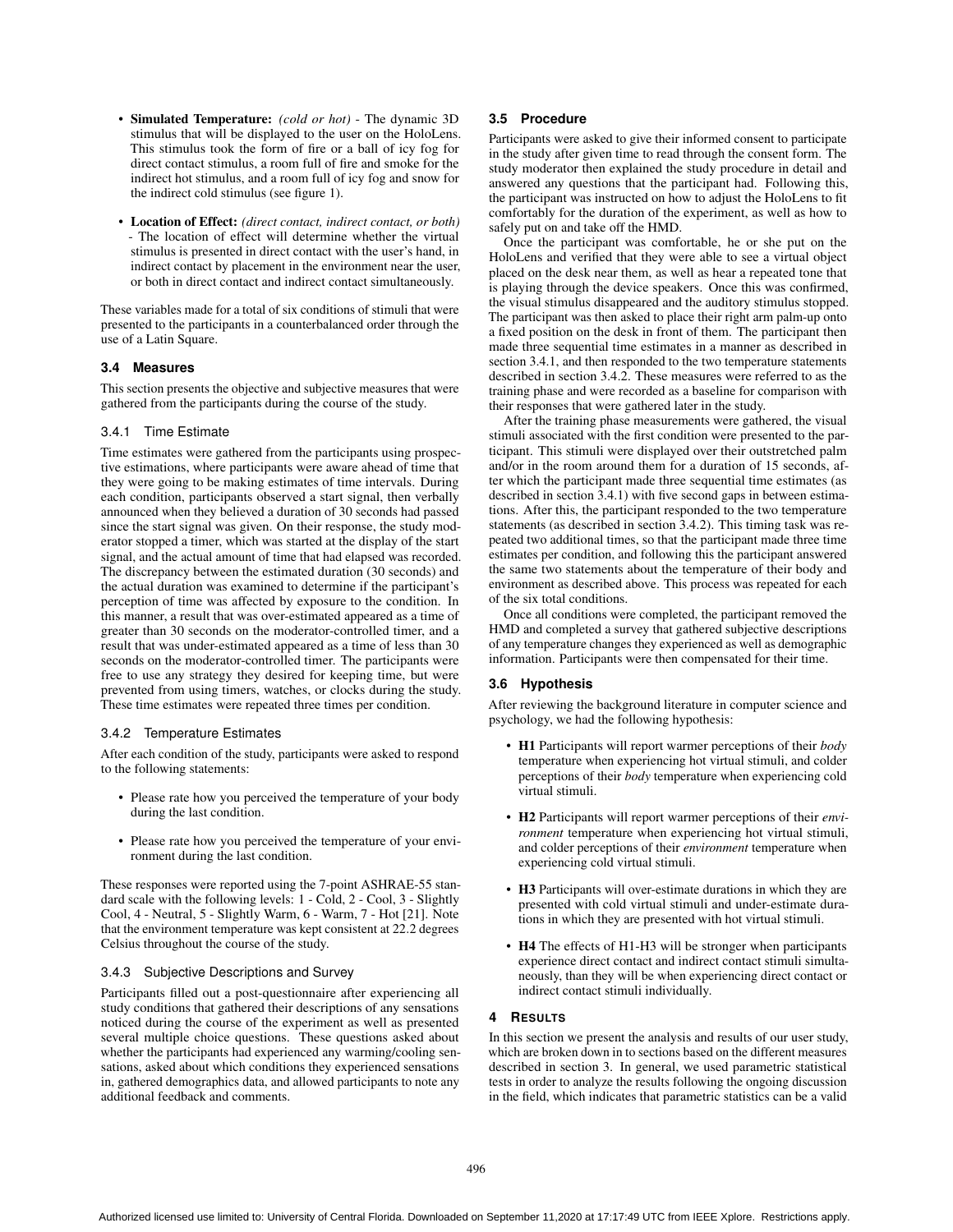- **Simulated Temperature:** *(cold or hot)* - The dynamic 3D stimulus that will be displayed to the user on the HoloLens. This stimulus took the form of fire or a ball of icy fog for direct contact stimulus, a room full of fire and smoke for the indirect hot stimulus, and a room full of icy fog and snow for the indirect cold stimulus (see figure 1).
- **Location of Effect:** *(direct contact, indirect contact, or both)* - The location of effect will determine whether the virtual stimulus is presented in direct contact with the user's hand, in indirect contact by placement in the environment near the user, or both in direct contact and indirect contact simultaneously.

These variables made for a total of six conditions of stimuli that were presented to the participants in a counterbalanced order through the use of a Latin Square.

### 3.4 Measures

This section presents the objective and subjective measures that were gathered from the participants during the course of the study.

#### 3.4.1 Time Estimate

Time estimates were gathered from the participants using prospective estimations, where participants were aware ahead of time that they were going to be making estimates of time intervals. During each condition, participants observed a start signal, then verbally announced when they believed a duration of 30 seconds had passed since the start signal was given. On their response, the study moderator stopped a timer, which was started at the display of the start signal, and the actual amount of time that had elapsed was recorded. The discrepancy between the estimated duration (30 seconds) and the actual duration was examined to determine if the participant's perception of time was affected by exposure to the condition. In this manner, a result that was over-estimated appeared as a time of greater than 30 seconds on the moderator-controlled timer, and a result that was under-estimated appeared as a time of less than 30 seconds on the moderator-controlled timer. The participants were free to use any strategy they desired for keeping time, but were prevented from using timers, watches, or clocks during the study. These time estimates were repeated three times per condition.

#### 3.4.2 Temperature Estimates

After each condition of the study, participants were asked to respond to the following statements:

- Please rate how you perceived the temperature of your body during the last condition.
- Please rate how you perceived the temperature of your environment during the last condition.

These responses were reported using the 7-point ASHRAE-55 standard scale with the following levels: 1 - Cold, 2 - Cool, 3 - Slightly Cool, 4 - Neutral, 5 - Slightly Warm, 6 - Warm, 7 - Hot [21]. Note that the environment temperature was kept consistent at 22.2 degrees Celsius throughout the course of the study.

#### 3.4.3 Subjective Descriptions and Survey

Participants filled out a post-questionnaire after experiencing all study conditions that gathered their descriptions of any sensations noticed during the course of the experiment as well as presented several multiple choice questions. These questions asked about whether the participants had experienced any warming/cooling sensations, asked about which conditions they experienced sensations in, gathered demographics data, and allowed participants to note any additional feedback and comments.

### 3.5 Procedure

Participants were asked to give their informed consent to participate in the study after given time to read through the consent form. The study moderator then explained the study procedure in detail and answered any questions that the participant had. Following this, the participant was instructed on how to adjust the HoloLens to fit comfortably for the duration of the experiment, as well as how to safely put on and take off the HMD.

Once the participant was comfortable, he or she put on the HoloLens and verified that they were able to see a virtual object placed on the desk near them, as well as hear a repeated tone that is playing through the device speakers. Once this was confirmed, the visual stimulus disappeared and the auditory stimulus stopped. The participant was then asked to place their right arm palm-up onto a fixed position on the desk in front of them. The participant then made three sequential time estimates in a manner as described in section 3.4.1, and then responded to the two temperature statements described in section 3.4.2. These measures were referred to as the training phase and were recorded as a baseline for comparison with their responses that were gathered later in the study.

After the training phase measurements were gathered, the visual stimuli associated with the first condition were presented to the participant. This stimuli were displayed over their outstretched palm and/or in the room around them for a duration of 15 seconds, after which the participant made three sequential time estimates (as described in section 3.4.1) with five second gaps in between estimations. After this, the participant responded to the two temperature statements (as described in section 3.4.2). This timing task was repeated two additional times, so that the participant made three time estimates per condition, and following this the participant answered the same two statements about the temperature of their body and environment as described above. This process was repeated for each of the six total conditions.

Once all conditions were completed, the participant removed the HMD and completed a survey that gathered subjective descriptions of any temperature changes they experienced as well as demographic information. Participants were then compensated for their time.

### 3.6 Hypothesis

After reviewing the background literature in computer science and psychology, we had the following hypothesis:

- **H1** Participants will report warmer perceptions of their *body* temperature when experiencing hot virtual stimuli, and colder perceptions of their *body* temperature when experiencing cold virtual stimuli.
- **H2** Participants will report warmer perceptions of their *environment* temperature when experiencing hot virtual stimuli, and colder perceptions of their *environment* temperature when experiencing cold virtual stimuli.
- **H3** Participants will over-estimate durations in which they are presented with cold virtual stimuli and under-estimate durations in which they are presented with hot virtual stimuli.
- **H4** The effects of H1-H3 will be stronger when participants experience direct contact and indirect contact stimuli simultaneously, than they will be when experiencing direct contact or indirect contact stimuli individually.

## 4 Results

In this section we present the analysis and results of our user study, which are broken down in to sections based on the different measures described in section 3. In general, we used parametric statistical tests in order to analyze the results following the ongoing discussion in the field, which indicates that parametric statistics can be a valid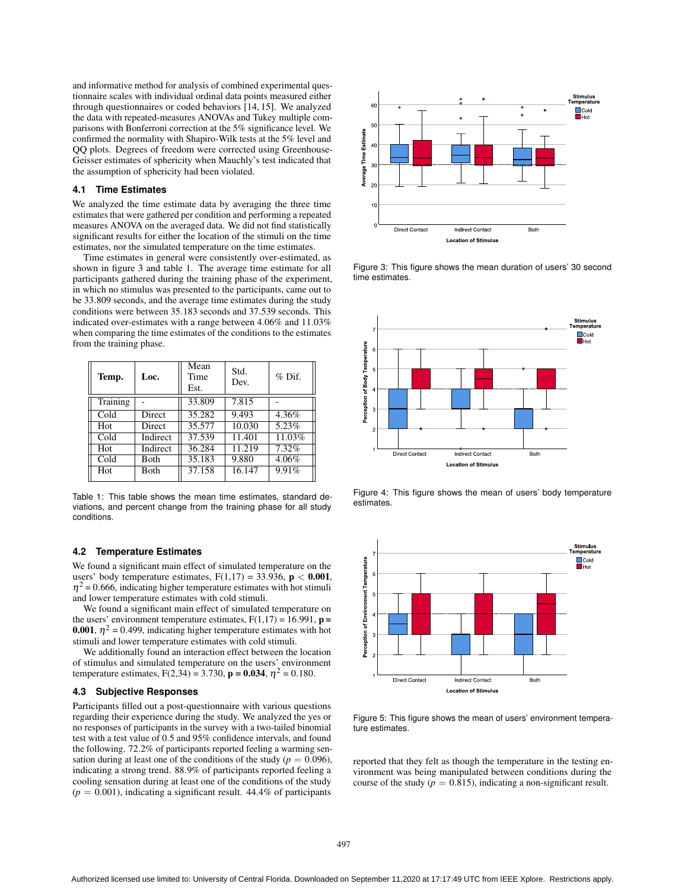and informative method for analysis of combined experimental questionnaire scales with individual ordinal data points measured either through questionnaires or coded behaviors [14, 15]. We analyzed the data with repeated-measures ANOVAs and Tukey multiple comparisons with Bonferroni correction at the 5% significance level. We confirmed the normality with Shapiro-Wilk tests at the 5% level and QQ plots. Degrees of freedom were corrected using Greenhouse-Geisser estimates of sphericity when Mauchly's test indicated that the assumption of sphericity had been violated.

### 4.1 Time Estimates

We analyzed the time estimate data by averaging the three time estimates that were gathered per condition and performing a repeated measures ANOVA on the averaged data. We did not find statistically significant results for either the location of the stimuli on the time estimates, nor the simulated temperature on the time estimates.

Time estimates in general were consistently over-estimated, as shown in figure 3 and table 1. The average time estimate for all participants gathered during the training phase of the experiment, in which no stimulus was presented to the participants, came out to be 33.809 seconds, and the average time estimates during the study conditions were between 35.183 seconds and 37.539 seconds. This indicated over-estimates with a range between 4.06% and 11.03% when comparing the time estimates of the conditions to the estimates from the training phase.

| Temp. | Loc. | Mean Time Est. | Std. Dev. | % Dif. |
|---|---|---|---|---|
| Training | - | 33.809 | 7.815 | - |
| Cold | Direct | 35.282 | 9.493 | 4.36% |
| Hot | Direct | 35.577 | 10.030 | 5.23% |
| Cold | Indirect | 37.539 | 11.401 | 11.03% |
| Hot | Indirect | 36.284 | 11.219 | 7.32% |
| Cold | Both | 35.183 | 9.880 | 4.06% |
| Hot | Both | 37.158 | 16.147 | 9.91% |

Table 1: This table shows the mean time estimates, standard deviations, and percent change from the training phase for all study conditions.

### 4.2 Temperature Estimates

We found a significant main effect of simulated temperature on the users' body temperature estimates, $F(1,17) = 33.936$, **$p < 0.001$**, $\eta^2 = 0.666$, indicating higher temperature estimates with hot stimuli and lower temperature estimates with cold stimuli.

We found a significant main effect of simulated temperature on the users' environment temperature estimates, $F(1,17) = 16.991$, **$p = 0.001$**, $\eta^2 = 0.499$, indicating higher temperature estimates with hot stimuli and lower temperature estimates with cold stimuli.

We additionally found an interaction effect between the location of stimulus and simulated temperature on the users' environment temperature estimates, $F(2,34) = 3.730$, **$p = 0.034$**, $\eta^2 = 0.180$.

### 4.3 Subjective Responses

Participants filled out a post-questionnaire with various questions regarding their experience during the study. We analyzed the yes or no responses of participants in the survey with a two-tailed binomial test with a test value of 0.5 and 95% confidence intervals, and found the following. 72.2% of participants reported feeling a warming sensation during at least one of the conditions of the study ($p = 0.096$), indicating a strong trend. 88.9% of participants reported feeling a cooling sensation during at least one of the conditions of the study ($p = 0.001$), indicating a significant result. 44.4% of participants reported that they felt as though the temperature in the testing environment was being manipulated between conditions during the course of the study ($p = 0.815$), indicating a non-significant result.

Figure 3: This figure shows the mean duration of users' 30 second time estimates.

Figure 4: This figure shows the mean of users' body temperature estimates.

Figure 5: This figure shows the mean of users' environment temperature estimates.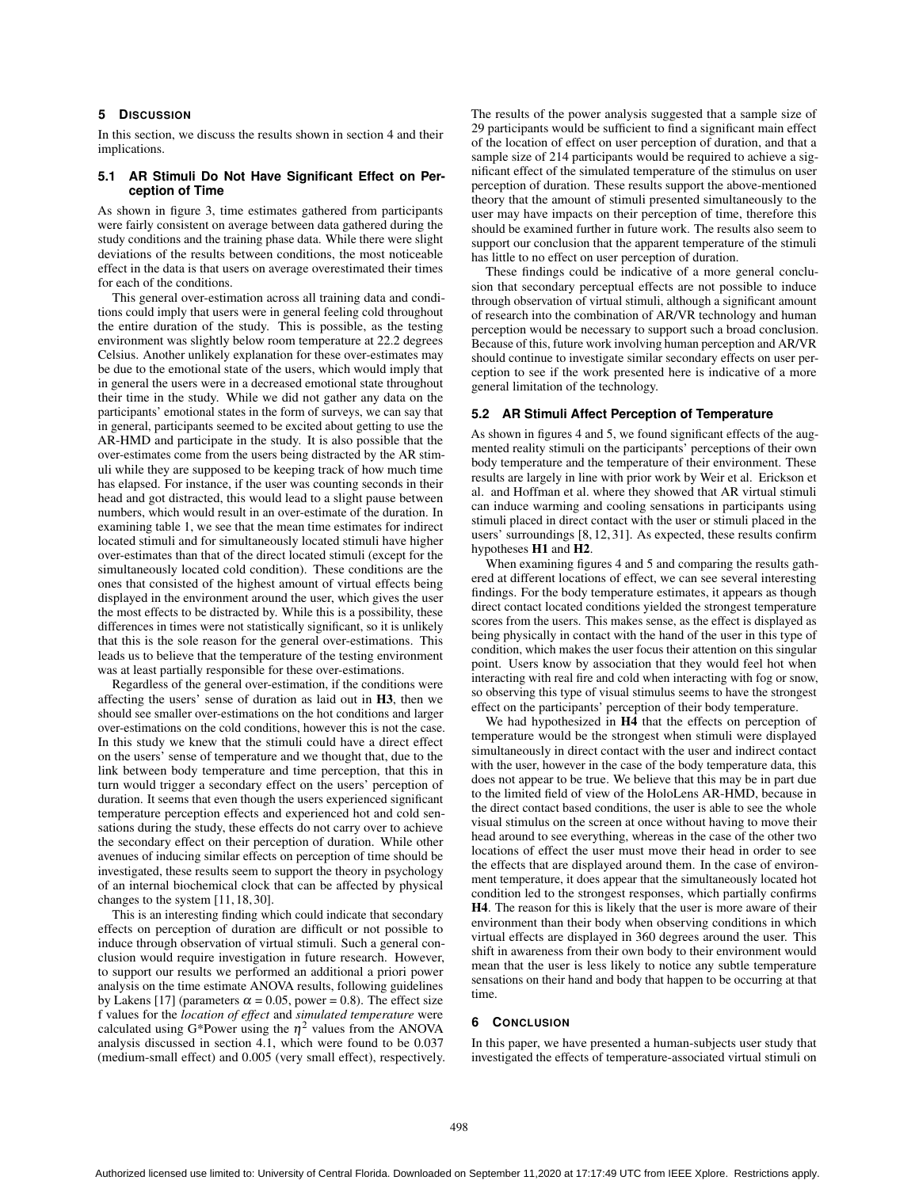## 5 DISCUSSION

In this section, we discuss the results shown in section 4 and their implications.

### 5.1 AR Stimuli Do Not Have Significant Effect on Perception of Time

As shown in figure 3, time estimates gathered from participants were fairly consistent on average between data gathered during the study conditions and the training phase data. While there were slight deviations of the results between conditions, the most noticeable effect in the data is that users on average overestimated their times for each of the conditions.

This general over-estimation across all training data and conditions could imply that users were in general feeling cold throughout the entire duration of the study. This is possible, as the testing environment was slightly below room temperature at 22.2 degrees Celsius. Another unlikely explanation for these over-estimates may be due to the emotional state of the users, which would imply that in general the users were in a decreased emotional state throughout their time in the study. While we did not gather any data on the participants' emotional states in the form of surveys, we can say that in general, participants seemed to be excited about getting to use the AR-HMD and participate in the study. It is also possible that the over-estimates come from the users being distracted by the AR stimuli while they are supposed to be keeping track of how much time has elapsed. For instance, if the user was counting seconds in their head and got distracted, this would lead to a slight pause between numbers, which would result in an over-estimate of the duration. In examining table 1, we see that the mean time estimates for indirect located stimuli and for simultaneously located stimuli have higher over-estimates than that of the direct located stimuli (except for the simultaneously located cold condition). These conditions are the ones that consisted of the highest amount of virtual effects being displayed in the environment around the user, which gives the user the most effects to be distracted by. While this is a possibility, these differences in times were not statistically significant, so it is unlikely that this is the sole reason for the general over-estimations. This leads us to believe that the temperature of the testing environment was at least partially responsible for these over-estimations.

Regardless of the general over-estimation, if the conditions were affecting the users' sense of duration as laid out in **H3**, then we should see smaller over-estimations on the hot conditions and larger over-estimations on the cold conditions, however this is not the case. In this study we knew that the stimuli could have a direct effect on the users' sense of temperature and we thought that, due to the link between body temperature and time perception, that this in turn would trigger a secondary effect on the users' perception of duration. It seems that even though the users experienced significant temperature perception effects and experienced hot and cold sensations during the study, these effects do not carry over to achieve the secondary effect on their perception of duration. While other avenues of inducing similar effects on perception of time should be investigated, these results seem to support the theory in psychology of an internal biochemical clock that can be affected by physical changes to the system [11, 18, 30].

This is an interesting finding which could indicate that secondary effects on perception of duration are difficult or not possible to induce through observation of virtual stimuli. Such a general conclusion would require investigation in future research. However, to support our results we performed an additional a priori power analysis on the time estimate ANOVA results, following guidelines by Lakens [17] (parameters $\alpha = 0.05$, power = 0.8). The effect size f values for the *location of effect* and *simulated temperature* were calculated using G*Power using the $\eta^2$ values from the ANOVA analysis discussed in section 4.1, which were found to be 0.037 (medium-small effect) and 0.005 (very small effect), respectively. The results of the power analysis suggested that a sample size of 29 participants would be sufficient to find a significant main effect of the location of effect on user perception of duration, and that a sample size of 214 participants would be required to achieve a significant effect of the simulated temperature of the stimulus on user perception of duration. These results support the above-mentioned theory that the amount of stimuli presented simultaneously to the user may have impacts on their perception of time, therefore this should be examined further in future work. The results also seem to support our conclusion that the apparent temperature of the stimuli has little to no effect on user perception of duration.

These findings could be indicative of a more general conclusion that secondary perceptual effects are not possible to induce through observation of virtual stimuli, although a significant amount of research into the combination of AR/VR technology and human perception would be necessary to support such a broad conclusion. Because of this, future work involving human perception and AR/VR should continue to investigate similar secondary effects on user perception to see if the work presented here is indicative of a more general limitation of the technology.

### 5.2 AR Stimuli Affect Perception of Temperature

As shown in figures 4 and 5, we found significant effects of the augmented reality stimuli on the participants' perceptions of their own body temperature and the temperature of their environment. These results are largely in line with prior work by Weir et al. Erickson et al. and Hoffman et al. where they showed that AR virtual stimuli can induce warming and cooling sensations in participants using stimuli placed in direct contact with the user or stimuli placed in the users' surroundings [8, 12, 31]. As expected, these results confirm hypotheses **H1** and **H2**.

When examining figures 4 and 5 and comparing the results gathered at different locations of effect, we can see several interesting findings. For the body temperature estimates, it appears as though direct contact located conditions yielded the strongest temperature scores from the users. This makes sense, as the effect is displayed as being physically in contact with the hand of the user in this type of condition, which makes the user focus their attention on this singular point. Users know by association that they would feel hot when interacting with real fire and cold when interacting with fog or snow, so observing this type of visual stimulus seems to have the strongest effect on the participants' perception of their body temperature.

We had hypothesized in **H4** that the effects on perception of temperature would be the strongest when stimuli were displayed simultaneously in direct contact with the user and indirect contact with the user, however in the case of the body temperature data, this does not appear to be true. We believe that this may be in part due to the limited field of view of the HoloLens AR-HMD, because in the direct contact based conditions, the user is able to see the whole visual stimulus on the screen at once without having to move their head around to see everything, whereas in the case of the other two locations of effect the user must move their head in order to see the effects that are displayed around them. In the case of environment temperature, it does appear that the simultaneously located hot condition led to the strongest responses, which partially confirms **H4**. The reason for this is likely that the user is more aware of their environment than their body when observing conditions in which virtual effects are displayed in 360 degrees around the user. This shift in awareness from their own body to their environment would mean that the user is less likely to notice any subtle temperature sensations on their hand and body that happen to be occurring at that time.

## 6 CONCLUSION

In this paper, we have presented a human-subjects user study that investigated the effects of temperature-associated virtual stimuli on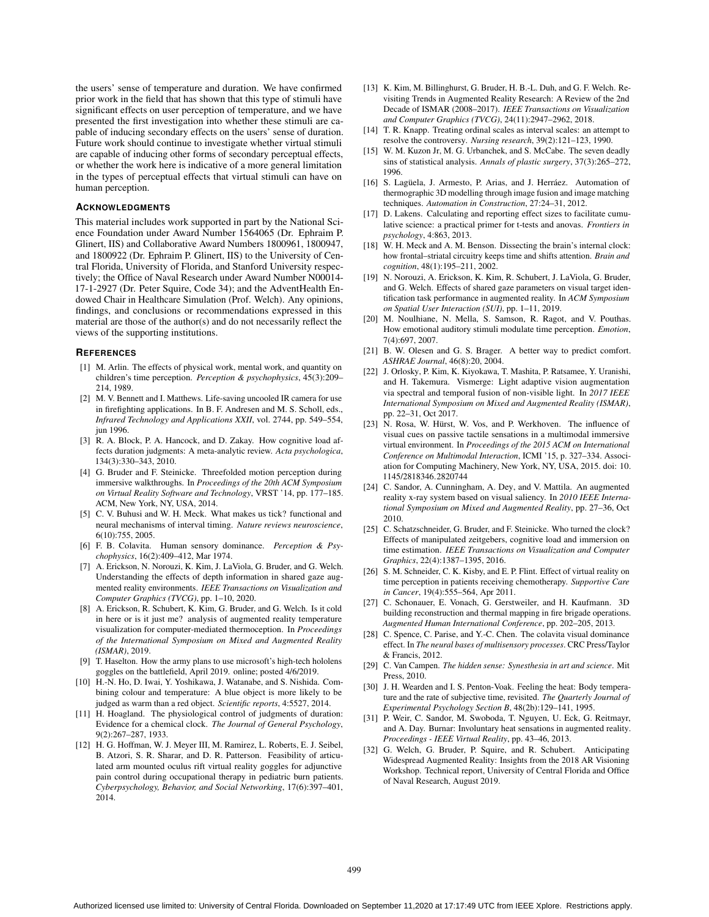the users' sense of temperature and duration. We have confirmed prior work in the field that has shown that this type of stimuli have significant effects on user perception of temperature, and we have presented the first investigation into whether these stimuli are capable of inducing secondary effects on the users' sense of duration. Future work should continue to investigate whether virtual stimuli are capable of inducing other forms of secondary perceptual effects, or whether the work here is indicative of a more general limitation in the types of perceptual effects that virtual stimuli can have on human perception.

## Acknowledgments

This material includes work supported in part by the National Science Foundation under Award Number 1564065 (Dr. Ephraim P. Glinert, IIS) and Collaborative Award Numbers 1800961, 1800947, and 1800922 (Dr. Ephraim P. Glinert, IIS) to the University of Central Florida, University of Florida, and Stanford University respectively; the Office of Naval Research under Award Number N00014-17-1-2927 (Dr. Peter Squire, Code 34); and the AdventHealth Endowed Chair in Healthcare Simulation (Prof. Welch). Any opinions, findings, and conclusions or recommendations expressed in this material are those of the author(s) and do not necessarily reflect the views of the supporting institutions.

## References

[1] M. Arlin. The effects of physical work, mental work, and quantity on children's time perception. *Perception & psychophysics*, 45(3):209–214, 1989.

[2] M. V. Bennett and I. Matthews. Life-saving uncooled IR camera for use in firefighting applications. In B. F. Andresen and M. S. Scholl, eds., *Infrared Technology and Applications XXII*, vol. 2744, pp. 549–554, jun 1996.

[3] R. A. Block, P. A. Hancock, and D. Zakay. How cognitive load affects duration judgments: A meta-analytic review. *Acta psychologica*, 134(3):330–343, 2010.

[4] G. Bruder and F. Steinicke. Threefolded motion perception during immersive walkthroughs. In *Proceedings of the 20th ACM Symposium on Virtual Reality Software and Technology*, VRST '14, pp. 177–185. ACM, New York, NY, USA, 2014.

[5] C. V. Buhusi and W. H. Meck. What makes us tick? functional and neural mechanisms of interval timing. *Nature reviews neuroscience*, 6(10):755, 2005.

[6] F. B. Colavita. Human sensory dominance. *Perception & Psychophysics*, 16(2):409–412, Mar 1974.

[7] A. Erickson, N. Norouzi, K. Kim, J. LaViola, G. Bruder, and G. Welch. Understanding the effects of depth information in shared gaze augmented reality environments. *IEEE Transactions on Visualization and Computer Graphics (TVCG)*, pp. 1–10, 2020.

[8] A. Erickson, R. Schubert, K. Kim, G. Bruder, and G. Welch. Is it cold in here or is it just me? analysis of augmented reality temperature visualization for computer-mediated thermoception. In *Proceedings of the International Symposium on Mixed and Augmented Reality (ISMAR)*, 2019.

[9] T. Haselton. How the army plans to use microsoft's high-tech hololens goggles on the battlefield, April 2019. online; posted 4/6/2019.

[10] H.-N. Ho, D. Iwai, Y. Yoshikawa, J. Watanabe, and S. Nishida. Combining colour and temperature: A blue object is more likely to be judged as warm than a red object. *Scientific reports*, 4:5527, 2014.

[11] H. Hoagland. The physiological control of judgments of duration: Evidence for a chemical clock. *The Journal of General Psychology*, 9(2):267–287, 1933.

[12] H. G. Hoffman, W. J. Meyer III, M. Ramirez, L. Roberts, E. J. Seibel, B. Atzori, S. R. Sharar, and D. R. Patterson. Feasibility of articulated arm mounted oculus rift virtual reality goggles for adjunctive pain control during occupational therapy in pediatric burn patients. *Cyberpsychology, Behavior, and Social Networking*, 17(6):397–401, 2014.

[13] K. Kim, M. Billinghurst, G. Bruder, H. B.-L. Duh, and G. F. Welch. Revisiting Trends in Augmented Reality Research: A Review of the 2nd Decade of ISMAR (2008–2017). *IEEE Transactions on Visualization and Computer Graphics (TVCG)*, 24(11):2947–2962, 2018.

[14] T. R. Knapp. Treating ordinal scales as interval scales: an attempt to resolve the controversy. *Nursing research*, 39(2):121–123, 1990.

[15] W. M. Kuzon Jr, M. G. Urbanchek, and S. McCabe. The seven deadly sins of statistical analysis. *Annals of plastic surgery*, 37(3):265–272, 1996.

[16] S. Lagüela, J. Armesto, P. Arias, and J. Herráez. Automation of thermographic 3D modelling through image fusion and image matching techniques. *Automation in Construction*, 27:24–31, 2012.

[17] D. Lakens. Calculating and reporting effect sizes to facilitate cumulative science: a practical primer for t-tests and anovas. *Frontiers in psychology*, 4:863, 2013.

[18] W. H. Meck and A. M. Benson. Dissecting the brain's internal clock: how frontal–striatal circuitry keeps time and shifts attention. *Brain and cognition*, 48(1):195–211, 2002.

[19] N. Norouzi, A. Erickson, K. Kim, R. Schubert, J. LaViola, G. Bruder, and G. Welch. Effects of shared gaze parameters on visual target identification task performance in augmented reality. In *ACM Symposium on Spatial User Interaction (SUI)*, pp. 1–11, 2019.

[20] M. Noulhiane, N. Mella, S. Samson, R. Ragot, and V. Pouthas. How emotional auditory stimuli modulate time perception. *Emotion*, 7(4):697, 2007.

[21] B. W. Olesen and G. S. Brager. A better way to predict comfort. *ASHRAE Journal*, 46(8):20, 2004.

[22] J. Orlosky, P. Kim, K. Kiyokawa, T. Mashita, P. Ratsamee, Y. Uranishi, and H. Takemura. Vismerge: Light adaptive vision augmentation via spectral and temporal fusion of non-visible light. In *2017 IEEE International Symposium on Mixed and Augmented Reality (ISMAR)*, pp. 22–31, Oct 2017.

[23] N. Rosa, W. Hürst, W. Vos, and P. Werkhoven. The influence of visual cues on passive tactile sensations in a multimodal immersive virtual environment. In *Proceedings of the 2015 ACM on International Conference on Multimodal Interaction*, ICMI '15, p. 327–334. Association for Computing Machinery, New York, NY, USA, 2015. doi: 10.1145/2818346.2820744

[24] C. Sandor, A. Cunningham, A. Dey, and V. Mattila. An augmented reality x-ray system based on visual saliency. In *2010 IEEE International Symposium on Mixed and Augmented Reality*, pp. 27–36, Oct 2010.

[25] C. Schatzschneider, G. Bruder, and F. Steinicke. Who turned the clock? Effects of manipulated zeitgebers, cognitive load and immersion on time estimation. *IEEE Transactions on Visualization and Computer Graphics*, 22(4):1387–1395, 2016.

[26] S. M. Schneider, C. K. Kisby, and E. P. Flint. Effect of virtual reality on time perception in patients receiving chemotherapy. *Supportive Care in Cancer*, 19(4):555–564, Apr 2011.

[27] C. Schonauer, E. Vonach, G. Gerstweiler, and H. Kaufmann. 3D building reconstruction and thermal mapping in fire brigade operations. *Augmented Human International Conference*, pp. 202–205, 2013.

[28] C. Spence, C. Parise, and Y.-C. Chen. The colavita visual dominance effect. In *The neural bases of multisensory processes*. CRC Press/Taylor & Francis, 2012.

[29] C. Van Campen. *The hidden sense: Synesthesia in art and science*. Mit Press, 2010.

[30] J. H. Wearden and I. S. Penton-Voak. Feeling the heat: Body temperature and the rate of subjective time, revisited. *The Quarterly Journal of Experimental Psychology Section B*, 48(2b):129–141, 1995.

[31] P. Weir, C. Sandor, M. Swoboda, T. Nguyen, U. Eck, G. Reitmayr, and A. Day. Burnar: Involuntary heat sensations in augmented reality. *Proceedings - IEEE Virtual Reality*, pp. 43–46, 2013.

[32] G. Welch, G. Bruder, P. Squire, and R. Schubert. Anticipating Widespread Augmented Reality: Insights from the 2018 AR Visioning Workshop. Technical report, University of Central Florida and Office of Naval Research, August 2019.